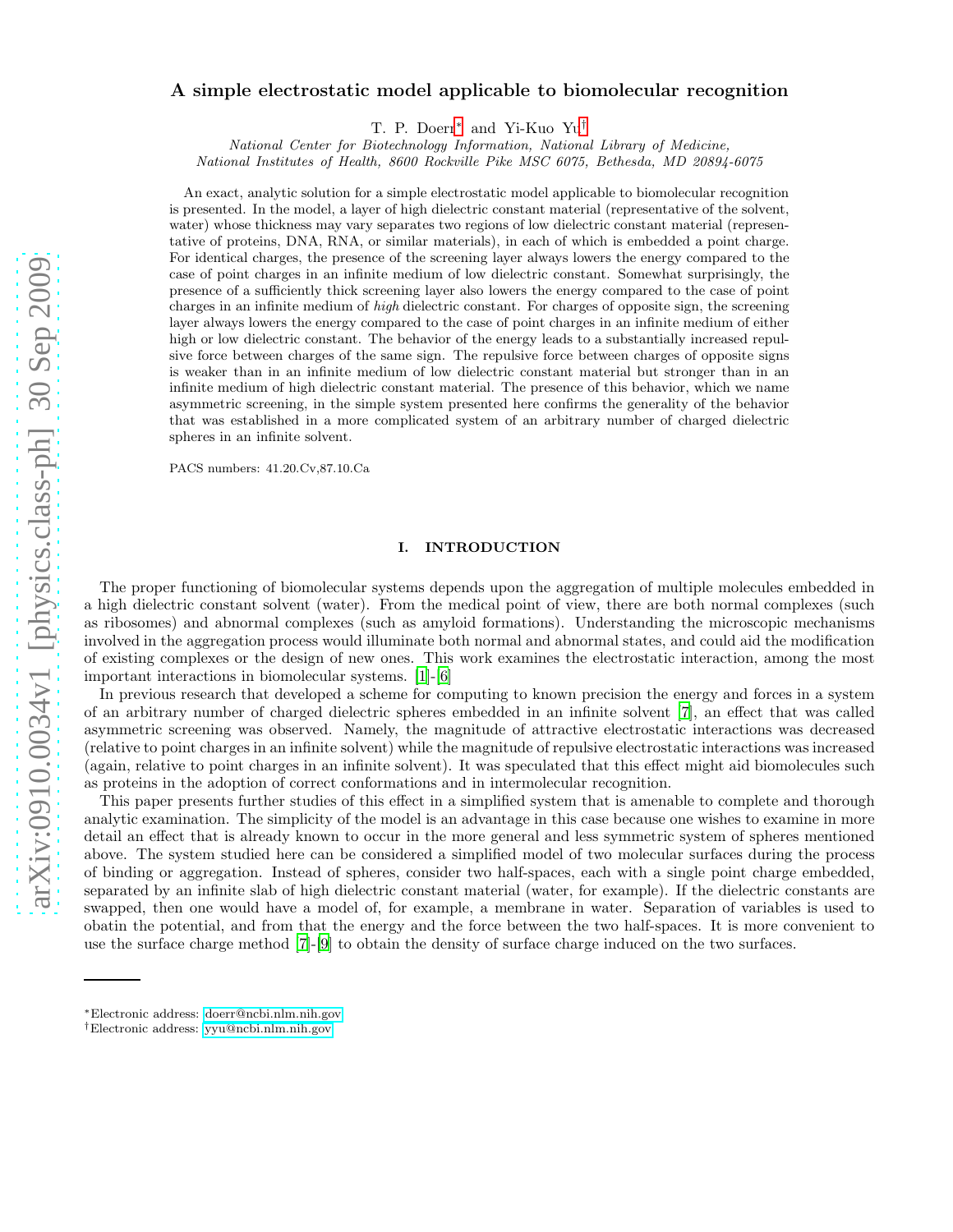# A simple electrostatic model applicable to biomolecular recognition

T. P. Doerr* and Yi-Kuo Yu†

*National Center for Biotechnology Information, National Library of Medicine,*
*National Institutes of Health, 8600 Rockville Pike MSC 6075, Bethesda, MD 20894-6075*

An exact, analytic solution for a simple electrostatic model applicable to biomolecular recognition is presented. In the model, a layer of high dielectric constant material (representative of the solvent, water) whose thickness may vary separates two regions of low dielectric constant material (representative of proteins, DNA, RNA, or similar materials), in each of which is embedded a point charge. For identical charges, the presence of the screening layer always lowers the energy compared to the case of point charges in an infinite medium of low dielectric constant. Somewhat surprisingly, the presence of a sufficiently thick screening layer also lowers the energy compared to the case of point charges in an infinite medium of *high* dielectric constant. For charges of opposite sign, the screening layer always lowers the energy compared to the case of point charges in an infinite medium of either high or low dielectric constant. The behavior of the energy leads to a substantially increased repulsive force between charges of the same sign. The repulsive force between charges of opposite signs is weaker than in an infinite medium of low dielectric constant material but stronger than in an infinite medium of high dielectric constant material. The presence of this behavior, which we name asymmetric screening, in the simple system presented here confirms the generality of the behavior that was established in a more complicated system of an arbitrary number of charged dielectric spheres in an infinite solvent.

PACS numbers: 41.20.Cv,87.10.Ca

## I. INTRODUCTION

The proper functioning of biomolecular systems depends upon the aggregation of multiple molecules embedded in a high dielectric constant solvent (water). From the medical point of view, there are both normal complexes (such as ribosomes) and abnormal complexes (such as amyloid formations). Understanding the microscopic mechanisms involved in the aggregation process would illuminate both normal and abnormal states, and could aid the modification of existing complexes or the design of new ones. This work examines the electrostatic interaction, among the most important interactions in biomolecular systems. [1]-[6]

In previous research that developed a scheme for computing to known precision the energy and forces in a system of an arbitrary number of charged dielectric spheres embedded in an infinite solvent [7], an effect that was called asymmetric screening was observed. Namely, the magnitude of attractive electrostatic interactions was decreased (relative to point charges in an infinite solvent) while the magnitude of repulsive electrostatic interactions was increased (again, relative to point charges in an infinite solvent). It was speculated that this effect might aid biomolecules such as proteins in the adoption of correct conformations and in intermolecular recognition.

This paper presents further studies of this effect in a simplified system that is amenable to complete and thorough analytic examination. The simplicity of the model is an advantage in this case because one wishes to examine in more detail an effect that is already known to occur in the more general and less symmetric system of spheres mentioned above. The system studied here can be considered a simplified model of two molecular surfaces during the process of binding or aggregation. Instead of spheres, consider two half-spaces, each with a single point charge embedded, separated by an infinite slab of high dielectric constant material (water, for example). If the dielectric constants are swapped, then one would have a model of, for example, a membrane in water. Separation of variables is used to obatin the potential, and from that the energy and the force between the two half-spaces. It is more convenient to use the surface charge method [7]-[9] to obtain the density of surface charge induced on the two surfaces.

---

*Electronic address: doerr@ncbi.nlm.nih.gov
†Electronic address: yyu@ncbi.nlm.nih.gov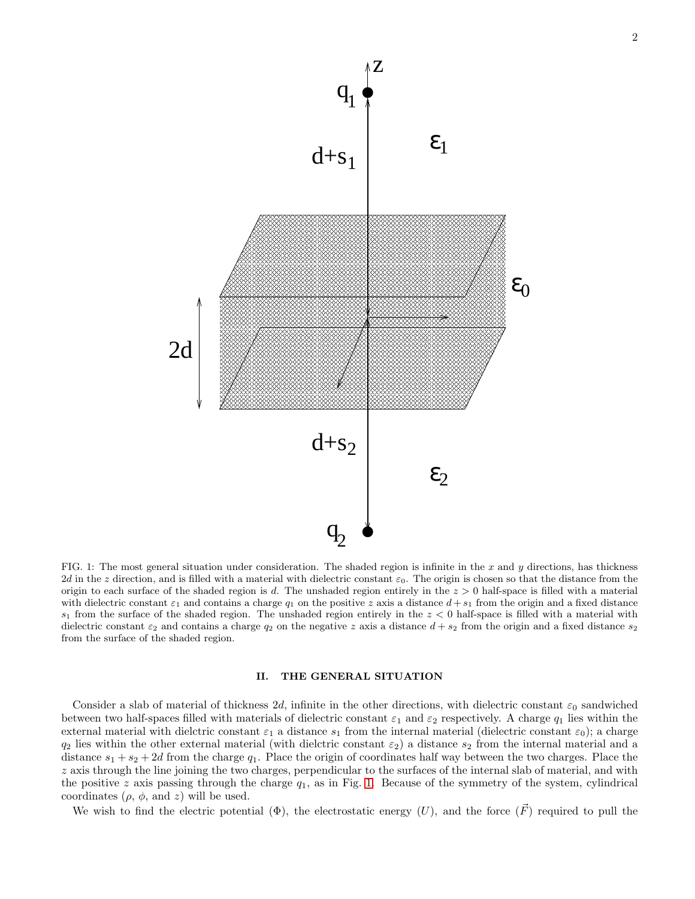FIG. 1: The most general situation under consideration. The shaded region is infinite in the $x$ and $y$ directions, has thickness $2d$ in the $z$ direction, and is filled with a material with dielectric constant $\varepsilon_0$. The origin is chosen so that the distance from the origin to each surface of the shaded region is $d$. The unshaded region entirely in the $z > 0$ half-space is filled with a material with dielectric constant $\varepsilon_1$ and contains a charge $q_1$ on the positive $z$ axis a distance $d + s_1$ from the origin and a fixed distance $s_1$ from the surface of the shaded region. The unshaded region entirely in the $z < 0$ half-space is filled with a material with dielectric constant $\varepsilon_2$ and contains a charge $q_2$ on the negative $z$ axis a distance $d + s_2$ from the origin and a fixed distance $s_2$ from the surface of the shaded region.

## II. THE GENERAL SITUATION

Consider a slab of material of thickness $2d$, infinite in the other directions, with dielectric constant $\varepsilon_0$ sandwiched between two half-spaces filled with materials of dielectric constant $\varepsilon_1$ and $\varepsilon_2$ respectively. A charge $q_1$ lies within the external material with dielctric constant $\varepsilon_1$ a distance $s_1$ from the internal material (dielectric constant $\varepsilon_0$); a charge $q_2$ lies within the other external material (with dielctric constant $\varepsilon_2$) a distance $s_2$ from the internal material and a distance $s_1 + s_2 + 2d$ from the charge $q_1$. Place the origin of coordinates half way between the two charges. Place the $z$ axis through the line joining the two charges, perpendicular to the surfaces of the internal slab of material, and with the positive $z$ axis passing through the charge $q_1$, as in Fig. 1. Because of the symmetry of the system, cylindrical coordinates ($\rho$, $\phi$, and $z$) will be used.

We wish to find the electric potential ($\Phi$), the electrostatic energy ($U$), and the force ($\vec{F}$) required to pull the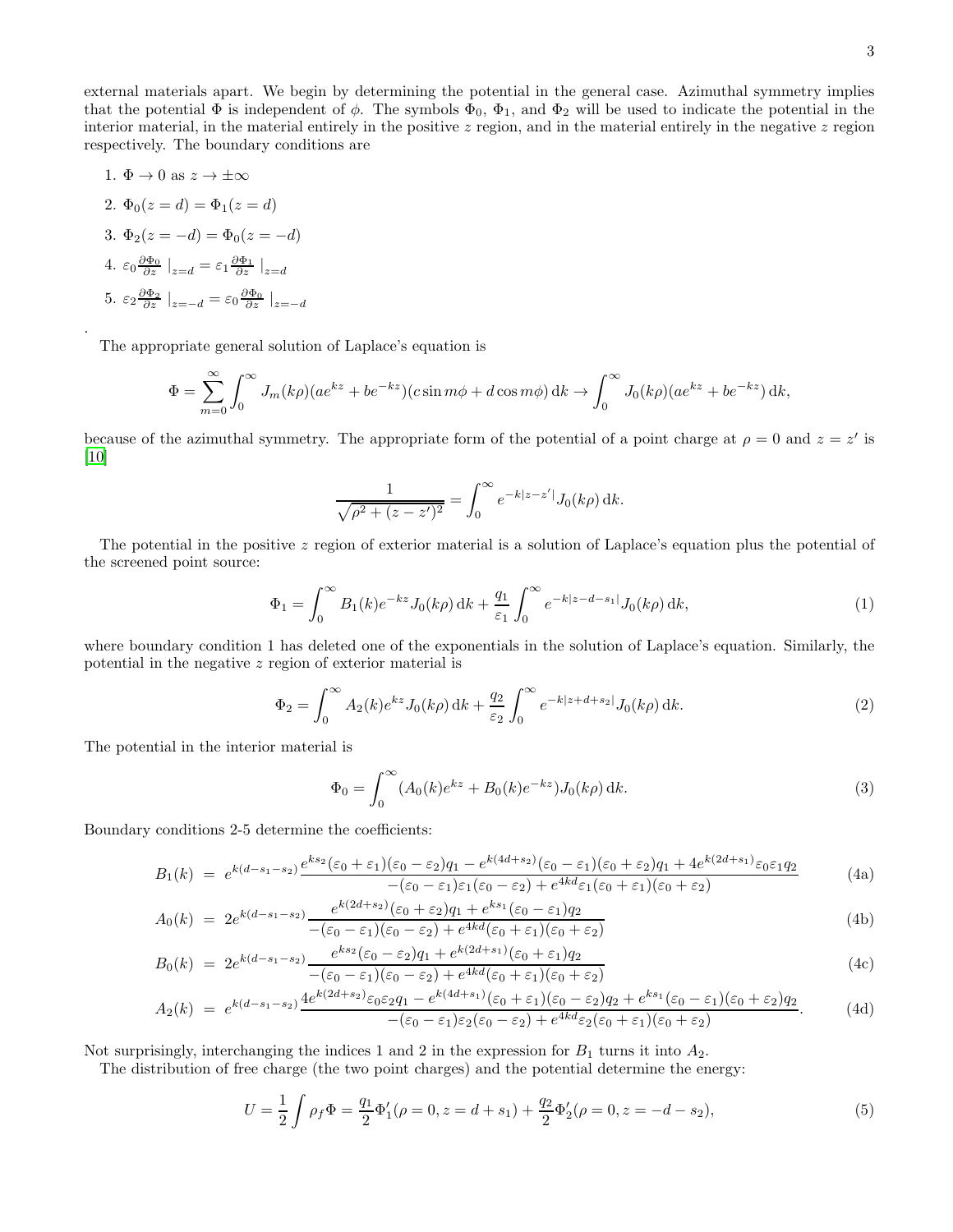external materials apart. We begin by determining the potential in the general case. Azimuthal symmetry implies that the potential $\Phi$ is independent of $\phi$. The symbols $\Phi_0$, $\Phi_1$, and $\Phi_2$ will be used to indicate the potential in the interior material, in the material entirely in the positive $z$ region, and in the material entirely in the negative $z$ region respectively. The boundary conditions are

1. $\Phi \to 0$ as $z \to \pm\infty$
2. $\Phi_0(z = d) = \Phi_1(z = d)$
3. $\Phi_2(z = -d) = \Phi_0(z = -d)$
4. $\varepsilon_0 \frac{\partial \Phi_0}{\partial z} \mid_{z=d} = \varepsilon_1 \frac{\partial \Phi_1}{\partial z} \mid_{z=d}$
5. $\varepsilon_2 \frac{\partial \Phi_2}{\partial z} \mid_{z=-d} = \varepsilon_0 \frac{\partial \Phi_0}{\partial z} \mid_{z=-d}$

.

The appropriate general solution of Laplace's equation is

$$\Phi = \sum_{m=0}^{\infty} \int_0^{\infty} J_m(k\rho)(ae^{kz} + be^{-kz})(c \sin m\phi + d \cos m\phi)\, \mathrm{d}k \to \int_0^{\infty} J_0(k\rho)(ae^{kz} + be^{-kz})\, \mathrm{d}k,$$

because of the azimuthal symmetry. The appropriate form of the potential of a point charge at $\rho = 0$ and $z = z'$ is [10]

$$\frac{1}{\sqrt{\rho^2 + (z - z')^2}} = \int_0^{\infty} e^{-k|z-z'|} J_0(k\rho)\, \mathrm{d}k.$$

The potential in the positive $z$ region of exterior material is a solution of Laplace's equation plus the potential of the screened point source:

$$\Phi_1 = \int_0^{\infty} B_1(k) e^{-kz} J_0(k\rho)\, \mathrm{d}k + \frac{q_1}{\varepsilon_1} \int_0^{\infty} e^{-k|z-d-s_1|} J_0(k\rho)\, \mathrm{d}k, \tag{1}$$

where boundary condition 1 has deleted one of the exponentials in the solution of Laplace's equation. Similarly, the potential in the negative $z$ region of exterior material is

$$\Phi_2 = \int_0^{\infty} A_2(k) e^{kz} J_0(k\rho)\, \mathrm{d}k + \frac{q_2}{\varepsilon_2} \int_0^{\infty} e^{-k|z+d+s_2|} J_0(k\rho)\, \mathrm{d}k. \tag{2}$$

The potential in the interior material is

$$\Phi_0 = \int_0^{\infty} (A_0(k) e^{kz} + B_0(k) e^{-kz}) J_0(k\rho)\, \mathrm{d}k. \tag{3}$$

Boundary conditions 2-5 determine the coefficients:

$$B_1(k) = e^{k(d-s_1-s_2)} \frac{e^{ks_2}(\varepsilon_0+\varepsilon_1)(\varepsilon_0-\varepsilon_2)q_1 - e^{k(4d+s_2)}(\varepsilon_0-\varepsilon_1)(\varepsilon_0+\varepsilon_2)q_1 + 4e^{k(2d+s_1)}\varepsilon_0\varepsilon_1 q_2}{-(\varepsilon_0-\varepsilon_1)\varepsilon_1(\varepsilon_0-\varepsilon_2) + e^{4kd}\varepsilon_1(\varepsilon_0+\varepsilon_1)(\varepsilon_0+\varepsilon_2)} \tag{4a}$$

$$A_0(k) = 2e^{k(d-s_1-s_2)} \frac{e^{k(2d+s_2)}(\varepsilon_0+\varepsilon_2)q_1 + e^{ks_1}(\varepsilon_0-\varepsilon_1)q_2}{-(\varepsilon_0-\varepsilon_1)(\varepsilon_0-\varepsilon_2) + e^{4kd}(\varepsilon_0+\varepsilon_1)(\varepsilon_0+\varepsilon_2)} \tag{4b}$$

$$B_0(k) = 2e^{k(d-s_1-s_2)} \frac{e^{ks_2}(\varepsilon_0-\varepsilon_2)q_1 + e^{k(2d+s_1)}(\varepsilon_0+\varepsilon_1)q_2}{-(\varepsilon_0-\varepsilon_1)(\varepsilon_0-\varepsilon_2) + e^{4kd}(\varepsilon_0+\varepsilon_1)(\varepsilon_0+\varepsilon_2)} \tag{4c}$$

$$A_2(k) = e^{k(d-s_1-s_2)} \frac{4e^{k(2d+s_2)}\varepsilon_0\varepsilon_2 q_1 - e^{k(4d+s_1)}(\varepsilon_0+\varepsilon_1)(\varepsilon_0-\varepsilon_2)q_2 + e^{ks_1}(\varepsilon_0-\varepsilon_1)(\varepsilon_0+\varepsilon_2)q_2}{-(\varepsilon_0-\varepsilon_1)\varepsilon_2(\varepsilon_0-\varepsilon_2) + e^{4kd}\varepsilon_2(\varepsilon_0+\varepsilon_1)(\varepsilon_0+\varepsilon_2)}. \tag{4d}$$

Not surprisingly, interchanging the indices 1 and 2 in the expression for $B_1$ turns it into $A_2$.

The distribution of free charge (the two point charges) and the potential determine the energy:

$$U = \frac{1}{2}\int \rho_f \Phi = \frac{q_1}{2}\Phi_1'(\rho = 0, z = d + s_1) + \frac{q_2}{2}\Phi_2'(\rho = 0, z = -d - s_2), \tag{5}$$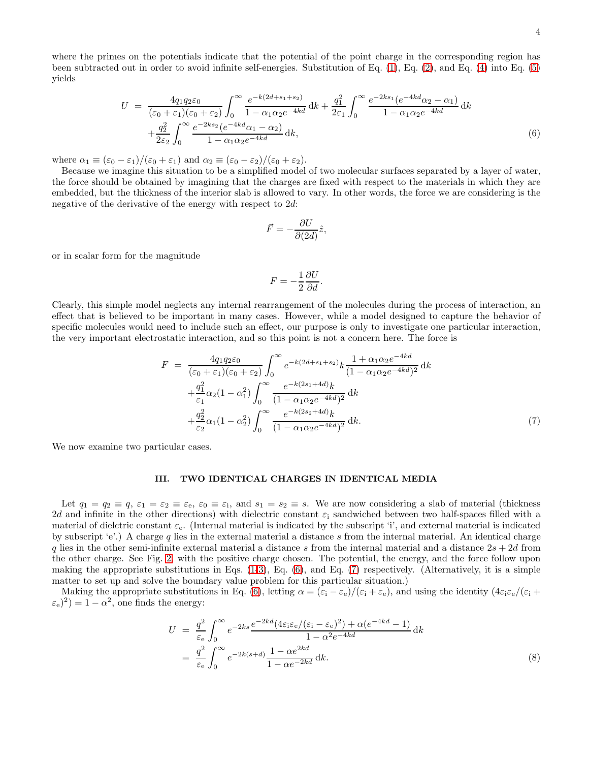where the primes on the potentials indicate that the potential of the point charge in the corresponding region has been subtracted out in order to avoid infinite self-energies. Substitution of Eq. (1), Eq. (2), and Eq. (4) into Eq. (5) yields

$$
\begin{aligned}
U \;=\; & \frac{4q_1q_2\varepsilon_0}{(\varepsilon_0+\varepsilon_1)(\varepsilon_0+\varepsilon_2)}\int_0^\infty \frac{e^{-k(2d+s_1+s_2)}}{1-\alpha_1\alpha_2 e^{-4kd}}\,\mathrm{d}k + \frac{q_1^2}{2\varepsilon_1}\int_0^\infty \frac{e^{-2ks_1}(e^{-4kd}\alpha_2-\alpha_1)}{1-\alpha_1\alpha_2e^{-4kd}}\,\mathrm{d}k \\
& + \frac{q_2^2}{2\varepsilon_2}\int_0^\infty \frac{e^{-2ks_2}(e^{-4kd}\alpha_1-\alpha_2)}{1-\alpha_1\alpha_2e^{-4kd}}\,\mathrm{d}k, \qquad (6)
\end{aligned}
$$

where $\alpha_1 \equiv (\varepsilon_0-\varepsilon_1)/(\varepsilon_0+\varepsilon_1)$ and $\alpha_2 \equiv (\varepsilon_0-\varepsilon_2)/(\varepsilon_0+\varepsilon_2)$.

Because we imagine this situation to be a simplified model of two molecular surfaces separated by a layer of water, the force should be obtained by imagining that the charges are fixed with respect to the materials in which they are embedded, but the thickness of the interior slab is allowed to vary. In other words, the force we are considering is the negative of the derivative of the energy with respect to $2d$:

$$
\vec{F} = -\frac{\partial U}{\partial(2d)}\hat{z},
$$

or in scalar form for the magnitude

$$
F = -\frac{1}{2}\frac{\partial U}{\partial d}.
$$

Clearly, this simple model neglects any internal rearrangement of the molecules during the process of interaction, an effect that is believed to be important in many cases. However, while a model designed to capture the behavior of specific molecules would need to include such an effect, our purpose is only to investigate one particular interaction, the very important electrostatic interaction, and so this point is not a concern here. The force is

$$
\begin{aligned}
F \;=\; & \frac{4q_1q_2\varepsilon_0}{(\varepsilon_0+\varepsilon_1)(\varepsilon_0+\varepsilon_2)}\int_0^\infty e^{-k(2d+s_1+s_2)}k\frac{1+\alpha_1\alpha_2e^{-4kd}}{(1-\alpha_1\alpha_2e^{-4kd})^2}\,\mathrm{d}k \\
& + \frac{q_1^2}{\varepsilon_1}\alpha_2(1-\alpha_1^2)\int_0^\infty \frac{e^{-k(2s_1+4d)}k}{(1-\alpha_1\alpha_2e^{-4kd})^2}\,\mathrm{d}k \\
& + \frac{q_2^2}{\varepsilon_2}\alpha_1(1-\alpha_2^2)\int_0^\infty \frac{e^{-k(2s_2+4d)}k}{(1-\alpha_1\alpha_2e^{-4kd})^2}\,\mathrm{d}k. \qquad (7)
\end{aligned}
$$

We now examine two particular cases.

## III. TWO IDENTICAL CHARGES IN IDENTICAL MEDIA

Let $q_1 = q_2 \equiv q$, $\varepsilon_1 = \varepsilon_2 \equiv \varepsilon_\mathrm{e}$, $\varepsilon_0 \equiv \varepsilon_\mathrm{i}$, and $s_1 = s_2 \equiv s$. We are now considering a slab of material (thickness $2d$ and infinite in the other directions) with dielectric constant $\varepsilon_\mathrm{i}$ sandwiched between two half-spaces filled with a material of dielctric constant $\varepsilon_\mathrm{e}$. (Internal material is indicated by the subscript 'i', and external material is indicated by subscript 'e'.) A charge $q$ lies in the external material a distance $s$ from the internal material. An identical charge $q$ lies in the other semi-infinite external material a distance $s$ from the internal material and a distance $2s+2d$ from the other charge. See Fig. 2, with the positive charge chosen. The potential, the energy, and the force follow upon making the appropriate substitutions in Eqs. (1-3), Eq. (6), and Eq. (7) respectively. (Alternatively, it is a simple matter to set up and solve the boundary value problem for this particular situation.)

Making the appropriate substitutions in Eq. (6), letting $\alpha = (\varepsilon_\mathrm{i}-\varepsilon_\mathrm{e})/(\varepsilon_\mathrm{i}+\varepsilon_\mathrm{e})$, and using the identity $(4\varepsilon_\mathrm{i}\varepsilon_\mathrm{e}/(\varepsilon_\mathrm{i}+\varepsilon_\mathrm{e})^2) = 1-\alpha^2$, one finds the energy:

$$
\begin{aligned}
U \;&=\; \frac{q^2}{\varepsilon_\mathrm{e}}\int_0^\infty e^{-2ks}\frac{e^{-2kd}(4\varepsilon_\mathrm{i}\varepsilon_\mathrm{e}/(\varepsilon_\mathrm{i}-\varepsilon_\mathrm{e})^2)+\alpha(e^{-4kd}-1)}{1-\alpha^2e^{-4kd}}\,\mathrm{d}k \\
&=\; \frac{q^2}{\varepsilon_\mathrm{e}}\int_0^\infty e^{-2k(s+d)}\frac{1-\alpha e^{2kd}}{1-\alpha e^{-2kd}}\,\mathrm{d}k. \qquad (8)
\end{aligned}
$$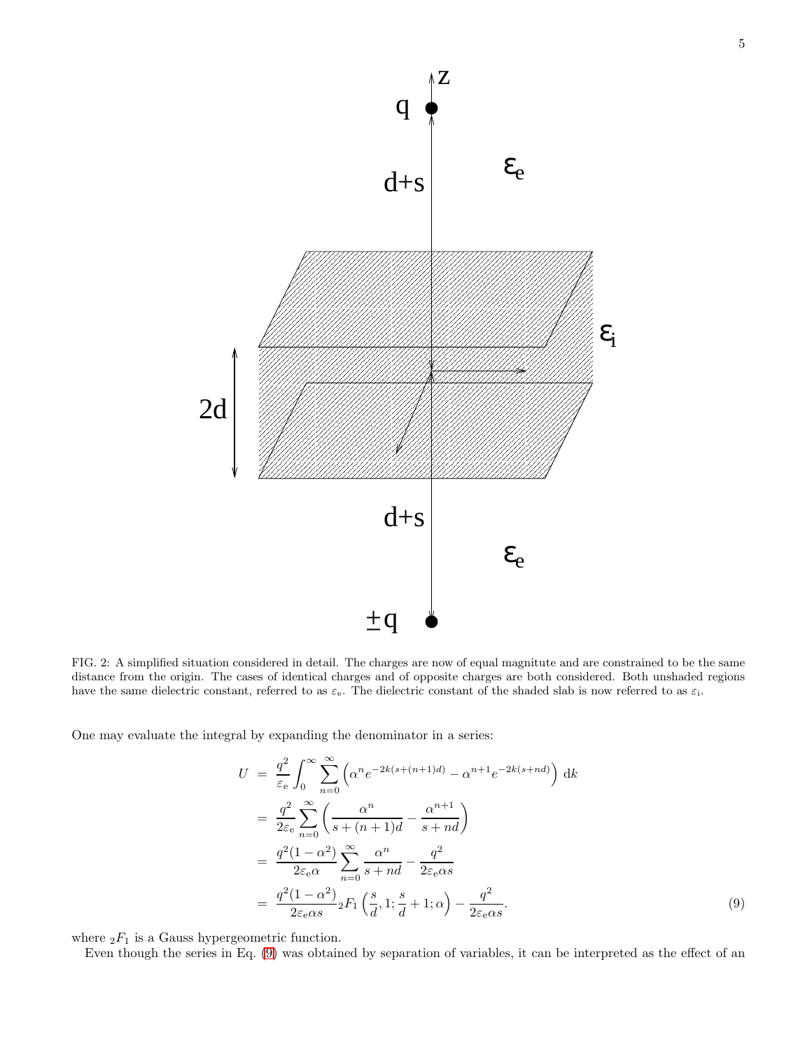FIG. 2: A simplified situation considered in detail. The charges are now of equal magnitute and are constrained to be the same distance from the origin. The cases of identical charges and of opposite charges are both considered. Both unshaded regions have the same dielectric constant, referred to as $\varepsilon_{\rm e}$. The dielectric constant of the shaded slab is now referred to as $\varepsilon_{\rm i}$.

One may evaluate the integral by expanding the denominator in a series:

$$
\begin{aligned}
U &= \frac{q^2}{\varepsilon_{\rm e}} \int_0^\infty \sum_{n=0}^{\infty} \left( \alpha^n e^{-2k(s+(n+1)d)} - \alpha^{n+1} e^{-2k(s+nd)} \right) \, {\rm d}k \\
&= \frac{q^2}{2\varepsilon_{\rm e}} \sum_{n=0}^{\infty} \left( \frac{\alpha^n}{s+(n+1)d} - \frac{\alpha^{n+1}}{s+nd} \right) \\
&= \frac{q^2(1-\alpha^2)}{2\varepsilon_{\rm e}\alpha} \sum_{n=0}^{\infty} \frac{\alpha^n}{s+nd} - \frac{q^2}{2\varepsilon_{\rm e}\alpha s} \\
&= \frac{q^2(1-\alpha^2)}{2\varepsilon_{\rm e}\alpha s} {}_2F_1\left(\frac{s}{d}, 1; \frac{s}{d}+1; \alpha\right) - \frac{q^2}{2\varepsilon_{\rm e}\alpha s}. 
\end{aligned}
\tag{9}
$$

where ${}_2F_1$ is a Gauss hypergeometric function.

Even though the series in Eq. (9) was obtained by separation of variables, it can be interpreted as the effect of an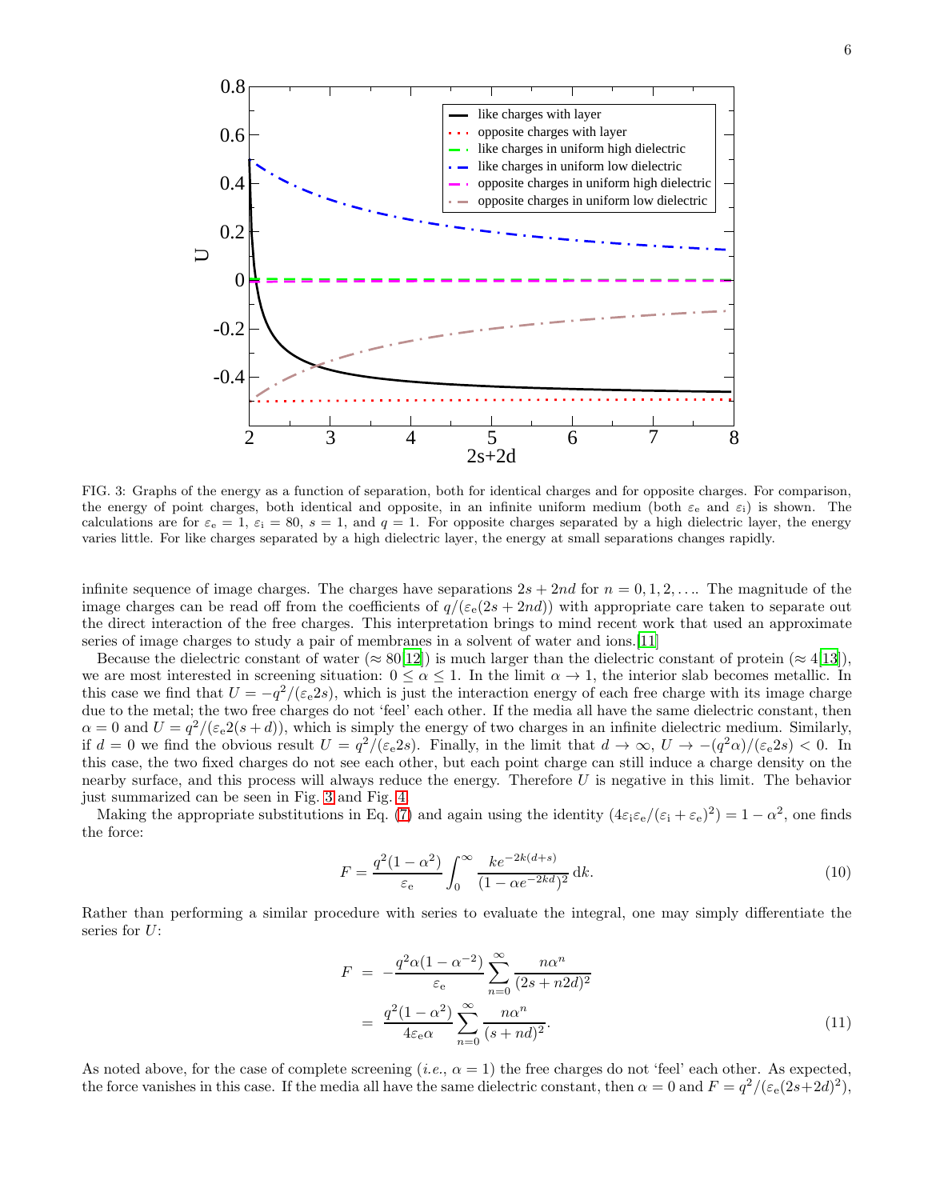FIG. 3: Graphs of the energy as a function of separation, both for identical charges and for opposite charges. For comparison, the energy of point charges, both identical and opposite, in an infinite uniform medium (both $\varepsilon_e$ and $\varepsilon_i$) is shown. The calculations are for $\varepsilon_e = 1$, $\varepsilon_i = 80$, $s = 1$, and $q = 1$. For opposite charges separated by a high dielectric layer, the energy varies little. For like charges separated by a high dielectric layer, the energy at small separations changes rapidly.

infinite sequence of image charges. The charges have separations $2s + 2nd$ for $n = 0, 1, 2, \ldots$. The magnitude of the image charges can be read off from the coefficients of $q/(\varepsilon_e(2s + 2nd))$ with appropriate care taken to separate out the direct interaction of the free charges. This interpretation brings to mind recent work that used an approximate series of image charges to study a pair of membranes in a solvent of water and ions.[11]

Because the dielectric constant of water ($\approx 80$[12]) is much larger than the dielectric constant of protein ($\approx 4$[13]), we are most interested in screening situation: $0 \leq \alpha \leq 1$. In the limit $\alpha \to 1$, the interior slab becomes metallic. In this case we find that $U = -q^2/(\varepsilon_e 2s)$, which is just the interaction energy of each free charge with its image charge due to the metal; the two free charges do not 'feel' each other. If the media all have the same dielectric constant, then $\alpha = 0$ and $U = q^2/(\varepsilon_e 2(s + d))$, which is simply the energy of two charges in an infinite dielectric medium. Similarly, if $d = 0$ we find the obvious result $U = q^2/(\varepsilon_e 2s)$. Finally, in the limit that $d \to \infty$, $U \to -(q^2\alpha)/(\varepsilon_e 2s) < 0$. In this case, the two fixed charges do not see each other, but each point charge can still induce a charge density on the nearby surface, and this process will always reduce the energy. Therefore $U$ is negative in this limit. The behavior just summarized can be seen in Fig. 3 and Fig. 4.

Making the appropriate substitutions in Eq. (7) and again using the identity $(4\varepsilon_i\varepsilon_e/(\varepsilon_i + \varepsilon_e)^2) = 1 - \alpha^2$, one finds the force:

$$F = \frac{q^2(1-\alpha^2)}{\varepsilon_e} \int_0^\infty \frac{k e^{-2k(d+s)}}{(1-\alpha e^{-2kd})^2}\, \mathrm{d}k. \tag{10}$$

Rather than performing a similar procedure with series to evaluate the integral, one may simply differentiate the series for $U$:

$$\begin{aligned} F &= -\frac{q^2\alpha(1-\alpha^{-2})}{\varepsilon_e} \sum_{n=0}^{\infty} \frac{n\alpha^n}{(2s+n2d)^2} \\ &= \frac{q^2(1-\alpha^2)}{4\varepsilon_e\alpha} \sum_{n=0}^{\infty} \frac{n\alpha^n}{(s+nd)^2}. \end{aligned} \tag{11}$$

As noted above, for the case of complete screening (*i.e.*, $\alpha = 1$) the free charges do not 'feel' each other. As expected, the force vanishes in this case. If the media all have the same dielectric constant, then $\alpha = 0$ and $F = q^2/(\varepsilon_e(2s+2d)^2)$,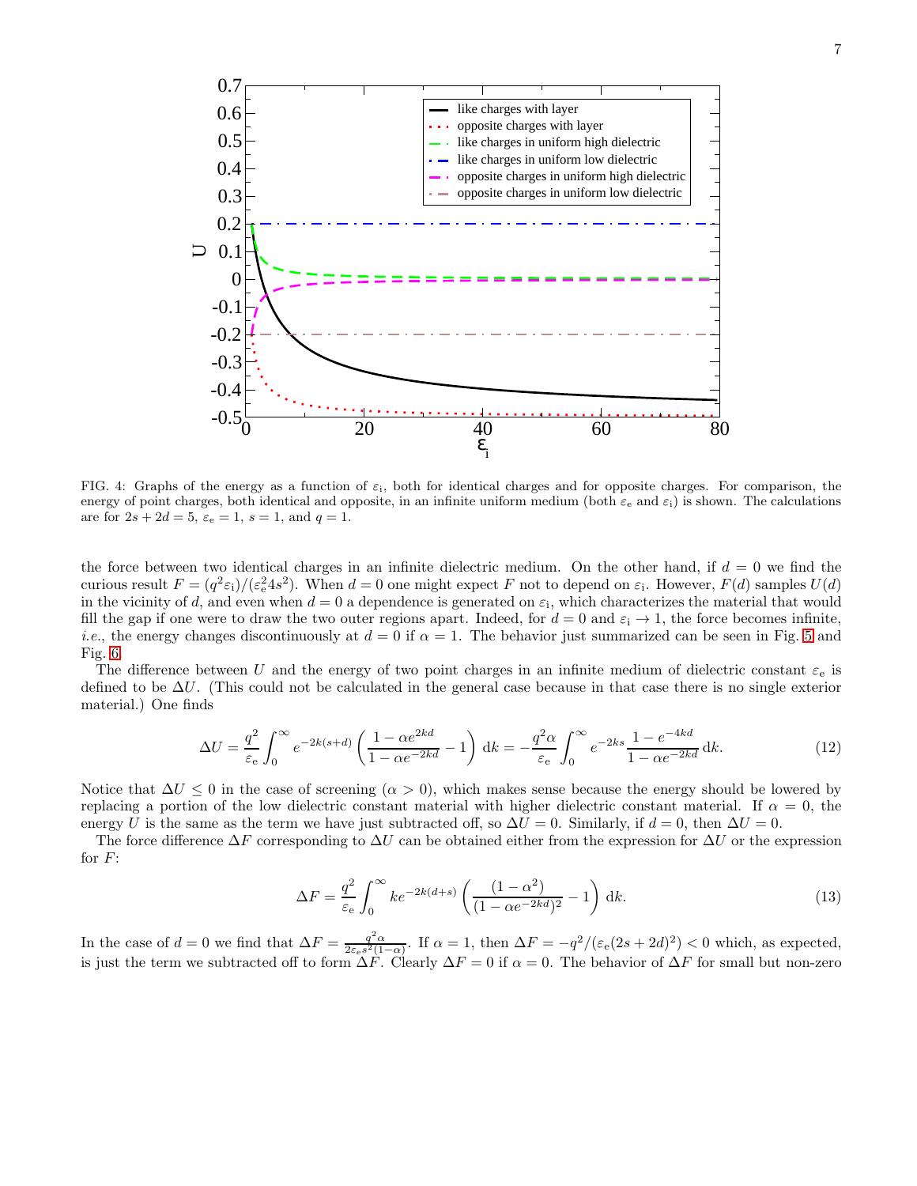FIG. 4: Graphs of the energy as a function of $\varepsilon_{\rm i}$, both for identical charges and for opposite charges. For comparison, the energy of point charges, both identical and opposite, in an infinite uniform medium (both $\varepsilon_{\rm e}$ and $\varepsilon_{\rm i}$) is shown. The calculations are for $2s + 2d = 5$, $\varepsilon_{\rm e} = 1$, $s = 1$, and $q = 1$.

the force between two identical charges in an infinite dielectric medium. On the other hand, if $d = 0$ we find the curious result $F = (q^2\varepsilon_{\rm i})/(\varepsilon_{\rm e}^2 4s^2)$. When $d = 0$ one might expect $F$ not to depend on $\varepsilon_{\rm i}$. However, $F(d)$ samples $U(d)$ in the vicinity of $d$, and even when $d = 0$ a dependence is generated on $\varepsilon_{\rm i}$, which characterizes the material that would fill the gap if one were to draw the two outer regions apart. Indeed, for $d = 0$ and $\varepsilon_{\rm i} \to 1$, the force becomes infinite, *i.e.*, the energy changes discontinuously at $d = 0$ if $\alpha = 1$. The behavior just summarized can be seen in Fig. 5 and Fig. 6.

The difference between $U$ and the energy of two point charges in an infinite medium of dielectric constant $\varepsilon_{\rm e}$ is defined to be $\Delta U$. (This could not be calculated in the general case because in that case there is no single exterior material.) One finds

$$\Delta U = \frac{q^2}{\varepsilon_{\rm e}} \int_0^\infty e^{-2k(s+d)} \left( \frac{1 - \alpha e^{2kd}}{1 - \alpha e^{-2kd}} - 1 \right) \mathrm{d}k = -\frac{q^2 \alpha}{\varepsilon_{\rm e}} \int_0^\infty e^{-2ks} \frac{1 - e^{-4kd}}{1 - \alpha e^{-2kd}} \,\mathrm{d}k. \tag{12}$$

Notice that $\Delta U \leq 0$ in the case of screening ($\alpha > 0$), which makes sense because the energy should be lowered by replacing a portion of the low dielectric constant material with higher dielectric constant material. If $\alpha = 0$, the energy $U$ is the same as the term we have just subtracted off, so $\Delta U = 0$. Similarly, if $d = 0$, then $\Delta U = 0$.

The force difference $\Delta F$ corresponding to $\Delta U$ can be obtained either from the expression for $\Delta U$ or the expression for $F$:

$$\Delta F = \frac{q^2}{\varepsilon_{\rm e}} \int_0^\infty k e^{-2k(d+s)} \left( \frac{(1 - \alpha^2)}{(1 - \alpha e^{-2kd})^2} - 1 \right) \mathrm{d}k. \tag{13}$$

In the case of $d = 0$ we find that $\Delta F = \frac{q^2 \alpha}{2\varepsilon_{\rm e} s^2 (1-\alpha)}$. If $\alpha = 1$, then $\Delta F = -q^2/(\varepsilon_{\rm e}(2s + 2d)^2) < 0$ which, as expected, is just the term we subtracted off to form $\Delta F$. Clearly $\Delta F = 0$ if $\alpha = 0$. The behavior of $\Delta F$ for small but non-zero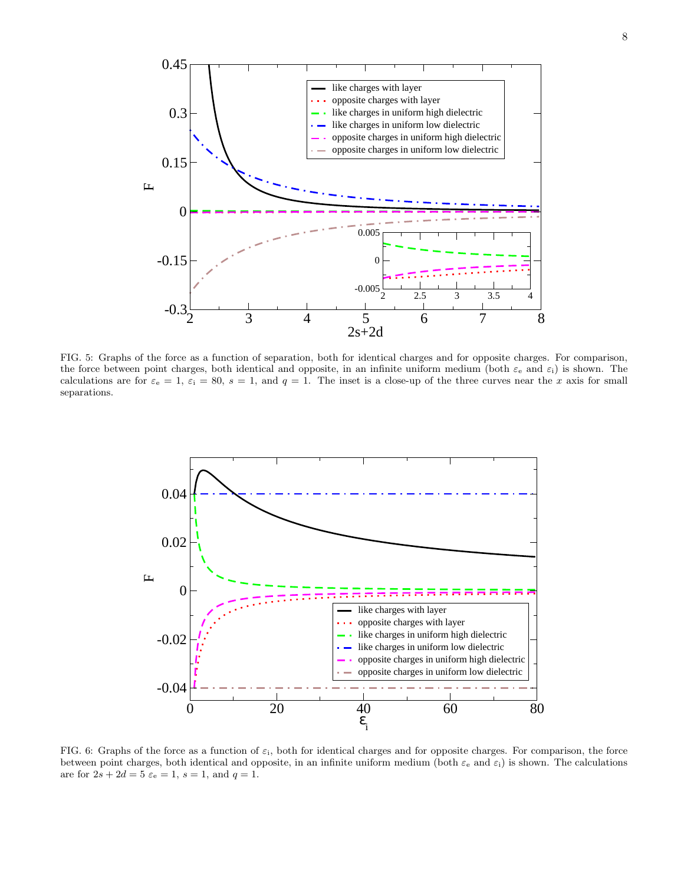FIG. 5: Graphs of the force as a function of separation, both for identical charges and for opposite charges. For comparison, the force between point charges, both identical and opposite, in an infinite uniform medium (both $\varepsilon_e$ and $\varepsilon_i$) is shown. The calculations are for $\varepsilon_e = 1$, $\varepsilon_i = 80$, $s = 1$, and $q = 1$. The inset is a close-up of the three curves near the $x$ axis for small separations.

FIG. 6: Graphs of the force as a function of $\varepsilon_i$, both for identical charges and for opposite charges. For comparison, the force between point charges, both identical and opposite, in an infinite uniform medium (both $\varepsilon_e$ and $\varepsilon_i$) is shown. The calculations are for $2s + 2d = 5$ $\varepsilon_e = 1$, $s = 1$, and $q = 1$.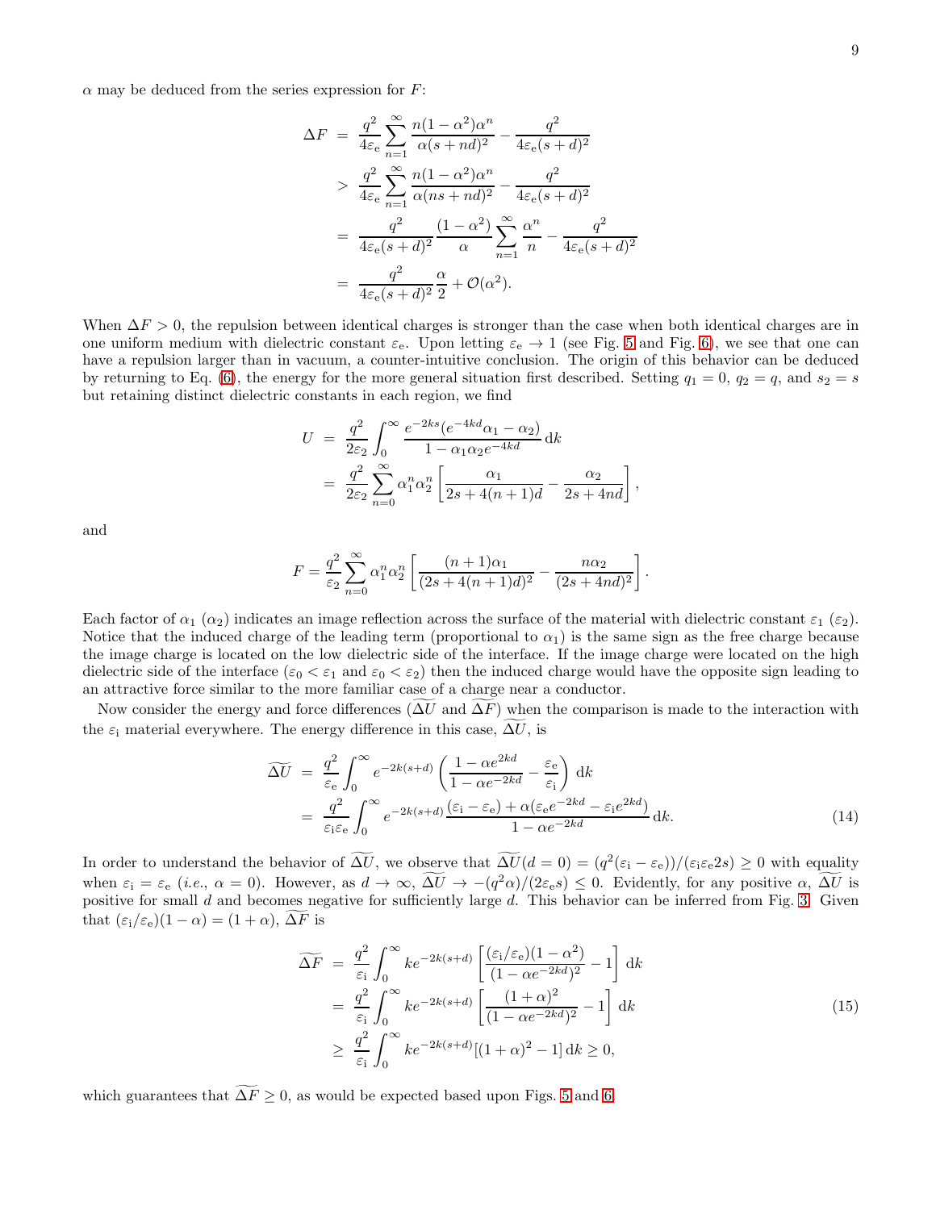$\alpha$ may be deduced from the series expression for $F$:

$$
\begin{aligned}
\Delta F &= \frac{q^2}{4\varepsilon_{\rm e}} \sum_{n=1}^{\infty} \frac{n(1-\alpha^2)\alpha^n}{\alpha(s+nd)^2} - \frac{q^2}{4\varepsilon_{\rm e}(s+d)^2} \\
&> \frac{q^2}{4\varepsilon_{\rm e}} \sum_{n=1}^{\infty} \frac{n(1-\alpha^2)\alpha^n}{\alpha(ns+nd)^2} - \frac{q^2}{4\varepsilon_{\rm e}(s+d)^2} \\
&= \frac{q^2}{4\varepsilon_{\rm e}(s+d)^2} \frac{(1-\alpha^2)}{\alpha} \sum_{n=1}^{\infty} \frac{\alpha^n}{n} - \frac{q^2}{4\varepsilon_{\rm e}(s+d)^2} \\
&= \frac{q^2}{4\varepsilon_{\rm e}(s+d)^2} \frac{\alpha}{2} + \mathcal{O}(\alpha^2).
\end{aligned}
$$

When $\Delta F > 0$, the repulsion between identical charges is stronger than the case when both identical charges are in one uniform medium with dielectric constant $\varepsilon_{\rm e}$. Upon letting $\varepsilon_{\rm e} \to 1$ (see Fig. 5 and Fig. 6), we see that one can have a repulsion larger than in vacuum, a counter-intuitive conclusion. The origin of this behavior can be deduced by returning to Eq. (6), the energy for the more general situation first described. Setting $q_1 = 0$, $q_2 = q$, and $s_2 = s$ but retaining distinct dielectric constants in each region, we find

$$
\begin{aligned}
U &= \frac{q^2}{2\varepsilon_2} \int_0^{\infty} \frac{e^{-2ks}(e^{-4kd}\alpha_1 - \alpha_2)}{1-\alpha_1\alpha_2 e^{-4kd}} \, {\rm d}k \\
&= \frac{q^2}{2\varepsilon_2} \sum_{n=0}^{\infty} \alpha_1^n \alpha_2^n \left[ \frac{\alpha_1}{2s+4(n+1)d} - \frac{\alpha_2}{2s+4nd} \right],
\end{aligned}
$$

and

$$
F = \frac{q^2}{\varepsilon_2} \sum_{n=0}^{\infty} \alpha_1^n \alpha_2^n \left[ \frac{(n+1)\alpha_1}{(2s+4(n+1)d)^2} - \frac{n\alpha_2}{(2s+4nd)^2} \right].
$$

Each factor of $\alpha_1$ ($\alpha_2$) indicates an image reflection across the surface of the material with dielectric constant $\varepsilon_1$ ($\varepsilon_2$). Notice that the induced charge of the leading term (proportional to $\alpha_1$) is the same sign as the free charge because the image charge is located on the low dielectric side of the interface. If the image charge were located on the high dielectric side of the interface ($\varepsilon_0 < \varepsilon_1$ and $\varepsilon_0 < \varepsilon_2$) then the induced charge would have the opposite sign leading to an attractive force similar to the more familiar case of a charge near a conductor.

Now consider the energy and force differences ($\widetilde{\Delta U}$ and $\widetilde{\Delta F}$) when the comparison is made to the interaction with the $\varepsilon_{\rm i}$ material everywhere. The energy difference in this case, $\widetilde{\Delta U}$, is

$$
\begin{aligned}
\widetilde{\Delta U} &= \frac{q^2}{\varepsilon_{\rm e}} \int_0^{\infty} e^{-2k(s+d)} \left( \frac{1-\alpha e^{2kd}}{1-\alpha e^{-2kd}} - \frac{\varepsilon_{\rm e}}{\varepsilon_{\rm i}} \right) {\rm d}k \\
&= \frac{q^2}{\varepsilon_{\rm i}\varepsilon_{\rm e}} \int_0^{\infty} e^{-2k(s+d)} \frac{(\varepsilon_{\rm i}-\varepsilon_{\rm e}) + \alpha(\varepsilon_{\rm e}e^{-2kd} - \varepsilon_{\rm i}e^{2kd})}{1-\alpha e^{-2kd}} \, {\rm d}k. \qquad (14)
\end{aligned}
$$

In order to understand the behavior of $\widetilde{\Delta U}$, we observe that $\widetilde{\Delta U}(d=0) = (q^2(\varepsilon_{\rm i}-\varepsilon_{\rm e}))/(\varepsilon_{\rm i}\varepsilon_{\rm e}2s) \geq 0$ with equality when $\varepsilon_{\rm i} = \varepsilon_{\rm e}$ (*i.e.*, $\alpha = 0$). However, as $d \to \infty$, $\widetilde{\Delta U} \to -(q^2\alpha)/(2\varepsilon_{\rm e}s) \leq 0$. Evidently, for any positive $\alpha$, $\widetilde{\Delta U}$ is positive for small $d$ and becomes negative for sufficiently large $d$. This behavior can be inferred from Fig. 3. Given that $(\varepsilon_{\rm i}/\varepsilon_{\rm e})(1-\alpha) = (1+\alpha)$, $\widetilde{\Delta F}$ is

$$
\begin{aligned}
\widetilde{\Delta F} &= \frac{q^2}{\varepsilon_{\rm i}} \int_0^{\infty} k e^{-2k(s+d)} \left[ \frac{(\varepsilon_{\rm i}/\varepsilon_{\rm e})(1-\alpha^2)}{(1-\alpha e^{-2kd})^2} - 1 \right] {\rm d}k \\
&= \frac{q^2}{\varepsilon_{\rm i}} \int_0^{\infty} k e^{-2k(s+d)} \left[ \frac{(1+\alpha)^2}{(1-\alpha e^{-2kd})^2} - 1 \right] {\rm d}k \qquad (15) \\
&\geq \frac{q^2}{\varepsilon_{\rm i}} \int_0^{\infty} k e^{-2k(s+d)} [(1+\alpha)^2 - 1] \, {\rm d}k \geq 0,
\end{aligned}
$$

which guarantees that $\widetilde{\Delta F} \geq 0$, as would be expected based upon Figs. 5 and 6.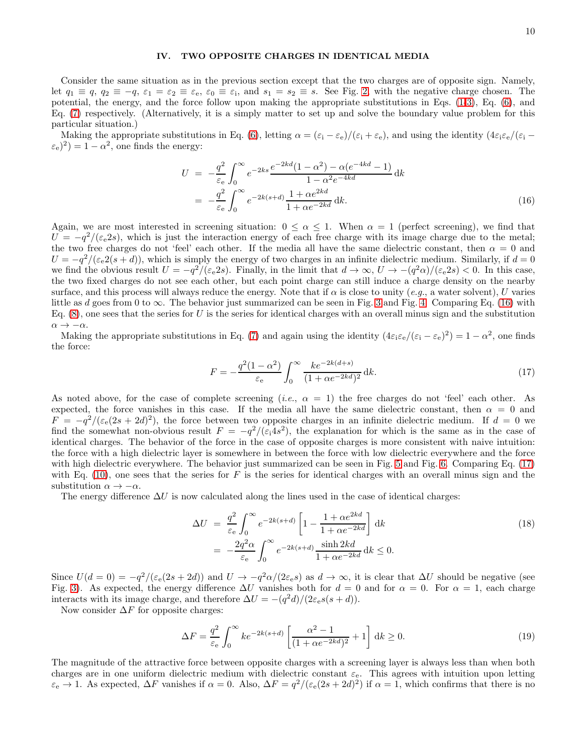## IV. TWO OPPOSITE CHARGES IN IDENTICAL MEDIA

Consider the same situation as in the previous section except that the two charges are of opposite sign. Namely, let $q_1 \equiv q$, $q_2 \equiv -q$, $\varepsilon_1 = \varepsilon_2 \equiv \varepsilon_\mathrm{e}$, $\varepsilon_0 \equiv \varepsilon_\mathrm{i}$, and $s_1 = s_2 \equiv s$. See Fig. 2, with the negative charge chosen. The potential, the energy, and the force follow upon making the appropriate substitutions in Eqs. (1-3), Eq. (6), and Eq. (7) respectively. (Alternatively, it is a simply matter to set up and solve the boundary value problem for this particular situation.)

Making the appropriate substitutions in Eq. (6), letting $\alpha = (\varepsilon_\mathrm{i} - \varepsilon_\mathrm{e})/(\varepsilon_\mathrm{i} + \varepsilon_\mathrm{e})$, and using the identity $(4\varepsilon_\mathrm{i}\varepsilon_\mathrm{e}/(\varepsilon_\mathrm{i} - \varepsilon_\mathrm{e})^2) = 1 - \alpha^2$, one finds the energy:

$$
\begin{aligned}
U &= -\frac{q^2}{\varepsilon_\mathrm{e}} \int_0^\infty e^{-2ks} \frac{e^{-2kd}(1-\alpha^2) - \alpha(e^{-4kd} - 1)}{1 - \alpha^2 e^{-4kd}} \,\mathrm{d}k \\
&= -\frac{q^2}{\varepsilon_\mathrm{e}} \int_0^\infty e^{-2k(s+d)} \frac{1 + \alpha e^{2kd}}{1 + \alpha e^{-2kd}} \,\mathrm{d}k. \qquad (16)
\end{aligned}
$$

Again, we are most interested in screening situation: $0 \le \alpha \le 1$. When $\alpha = 1$ (perfect screening), we find that $U = -q^2/(\varepsilon_\mathrm{e} 2s)$, which is just the interaction energy of each free charge with its image charge due to the metal; the two free charges do not 'feel' each other. If the media all have the same dielectric constant, then $\alpha = 0$ and $U = -q^2/(\varepsilon_\mathrm{e} 2(s+d))$, which is simply the energy of two charges in an infinite dielectric medium. Similarly, if $d = 0$ we find the obvious result $U = -q^2/(\varepsilon_\mathrm{e} 2s)$. Finally, in the limit that $d \to \infty$, $U \to -(q^2\alpha)/(\varepsilon_\mathrm{e} 2s) < 0$. In this case, the two fixed charges do not see each other, but each point charge can still induce a charge density on the nearby surface, and this process will always reduce the energy. Note that if $\alpha$ is close to unity (*e.g.*, a water solvent), $U$ varies little as $d$ goes from 0 to $\infty$. The behavior just summarized can be seen in Fig. 3 and Fig. 4. Comparing Eq. (16) with Eq. (8), one sees that the series for $U$ is the series for identical charges with an overall minus sign and the substitution $\alpha \to -\alpha$.

Making the appropriate substitutions in Eq. (7) and again using the identity $(4\varepsilon_\mathrm{i}\varepsilon_\mathrm{e}/(\varepsilon_\mathrm{i} - \varepsilon_\mathrm{e})^2) = 1 - \alpha^2$, one finds the force:

$$
F = -\frac{q^2(1-\alpha^2)}{\varepsilon_\mathrm{e}} \int_0^\infty \frac{k e^{-2k(d+s)}}{(1 + \alpha e^{-2kd})^2} \,\mathrm{d}k. \qquad (17)
$$

As noted above, for the case of complete screening (*i.e.*, $\alpha = 1$) the free charges do not 'feel' each other. As expected, the force vanishes in this case. If the media all have the same dielectric constant, then $\alpha = 0$ and $F = -q^2/(\varepsilon_\mathrm{e}(2s + 2d)^2)$, the force between two opposite charges in an infinite dielectric medium. If $d = 0$ we find the somewhat non-obvious result $F = -q^2/(\varepsilon_\mathrm{i} 4s^2)$, the explanation for which is the same as in the case of identical charges. The behavior of the force in the case of opposite charges is more consistent with naive intuition: the force with a high dielectric layer is somewhere in between the force with low dielectric everywhere and the force with high dielectric everywhere. The behavior just summarized can be seen in Fig. 5 and Fig. 6. Comparing Eq. (17) with Eq. (10), one sees that the series for $F$ is the series for identical charges with an overall minus sign and the substitution $\alpha \to -\alpha$.

The energy difference $\Delta U$ is now calculated along the lines used in the case of identical charges:

$$
\begin{aligned}
\Delta U &= \frac{q^2}{\varepsilon_\mathrm{e}} \int_0^\infty e^{-2k(s+d)} \left[1 - \frac{1 + \alpha e^{2kd}}{1 + \alpha e^{-2kd}}\right] \mathrm{d}k \qquad (18) \\
&= -\frac{2q^2\alpha}{\varepsilon_\mathrm{e}} \int_0^\infty e^{-2k(s+d)} \frac{\sinh 2kd}{1 + \alpha e^{-2kd}} \,\mathrm{d}k \le 0.
\end{aligned}
$$

Since $U(d = 0) = -q^2/(\varepsilon_\mathrm{e}(2s + 2d))$ and $U \to -q^2\alpha/(2\varepsilon_\mathrm{e} s)$ as $d \to \infty$, it is clear that $\Delta U$ should be negative (see Fig. 3). As expected, the energy difference $\Delta U$ vanishes both for $d = 0$ and for $\alpha = 0$. For $\alpha = 1$, each charge interacts with its image charge, and therefore $\Delta U = -(q^2 d)/(2\varepsilon_\mathrm{e} s(s + d))$.

Now consider $\Delta F$ for opposite charges:

$$
\Delta F = \frac{q^2}{\varepsilon_\mathrm{e}} \int_0^\infty k e^{-2k(s+d)} \left[\frac{\alpha^2 - 1}{(1 + \alpha e^{-2kd})^2} + 1\right] \mathrm{d}k \ge 0. \qquad (19)
$$

The magnitude of the attractive force between opposite charges with a screening layer is always less than when both charges are in one uniform dielectric medium with dielectric constant $\varepsilon_\mathrm{e}$. This agrees with intuition upon letting $\varepsilon_\mathrm{e} \to 1$. As expected, $\Delta F$ vanishes if $\alpha = 0$. Also, $\Delta F = q^2/(\varepsilon_\mathrm{e}(2s + 2d)^2)$ if $\alpha = 1$, which confirms that there is no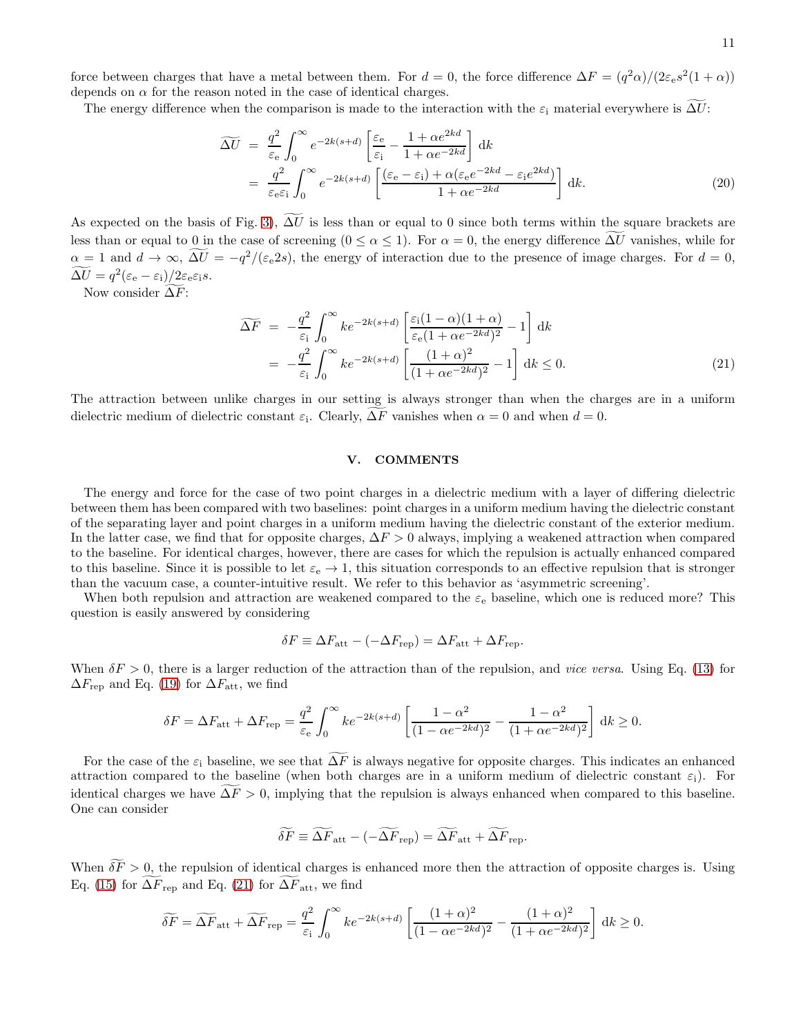force between charges that have a metal between them. For $d = 0$, the force difference $\Delta F = (q^2\alpha)/(2\varepsilon_\mathrm{e} s^2(1+\alpha))$ depends on $\alpha$ for the reason noted in the case of identical charges.

The energy difference when the comparison is made to the interaction with the $\varepsilon_\mathrm{i}$ material everywhere is $\widetilde{\Delta U}$:

$$
\begin{aligned}
\widetilde{\Delta U} &= \frac{q^2}{\varepsilon_\mathrm{e}} \int_0^\infty e^{-2k(s+d)} \left[ \frac{\varepsilon_\mathrm{e}}{\varepsilon_\mathrm{i}} - \frac{1+\alpha e^{2kd}}{1+\alpha e^{-2kd}} \right] \mathrm{d}k \\
&= \frac{q^2}{\varepsilon_\mathrm{e}\varepsilon_\mathrm{i}} \int_0^\infty e^{-2k(s+d)} \left[ \frac{(\varepsilon_\mathrm{e}-\varepsilon_\mathrm{i}) + \alpha(\varepsilon_\mathrm{e} e^{-2kd} - \varepsilon_\mathrm{i} e^{2kd})}{1+\alpha e^{-2kd}} \right] \mathrm{d}k. \qquad (20)
\end{aligned}
$$

As expected on the basis of Fig. 3), $\widetilde{\Delta U}$ is less than or equal to 0 since both terms within the square brackets are less than or equal to 0 in the case of screening ($0 \le \alpha \le 1$). For $\alpha = 0$, the energy difference $\widetilde{\Delta U}$ vanishes, while for $\alpha = 1$ and $d \to \infty$, $\widetilde{\Delta U} = -q^2/(\varepsilon_\mathrm{e} 2s)$, the energy of interaction due to the presence of image charges. For $d = 0$, $\widetilde{\Delta U} = q^2(\varepsilon_\mathrm{e} - \varepsilon_\mathrm{i})/2\varepsilon_\mathrm{e}\varepsilon_\mathrm{i} s$.

Now consider $\widetilde{\Delta F}$:

$$
\begin{aligned}
\widetilde{\Delta F} &= -\frac{q^2}{\varepsilon_\mathrm{i}} \int_0^\infty k e^{-2k(s+d)} \left[ \frac{\varepsilon_\mathrm{i}(1-\alpha)(1+\alpha)}{\varepsilon_\mathrm{e}(1+\alpha e^{-2kd})^2} - 1 \right] \mathrm{d}k \\
&= -\frac{q^2}{\varepsilon_\mathrm{i}} \int_0^\infty k e^{-2k(s+d)} \left[ \frac{(1+\alpha)^2}{(1+\alpha e^{-2kd})^2} - 1 \right] \mathrm{d}k \le 0. \qquad (21)
\end{aligned}
$$

The attraction between unlike charges in our setting is always stronger than when the charges are in a uniform dielectric medium of dielectric constant $\varepsilon_\mathrm{i}$. Clearly, $\widetilde{\Delta F}$ vanishes when $\alpha = 0$ and when $d = 0$.

## V. COMMENTS

The energy and force for the case of two point charges in a dielectric medium with a layer of differing dielectric between them has been compared with two baselines: point charges in a uniform medium having the dielectric constant of the separating layer and point charges in a uniform medium having the dielectric constant of the exterior medium. In the latter case, we find that for opposite charges, $\Delta F > 0$ always, implying a weakened attraction when compared to the baseline. For identical charges, however, there are cases for which the repulsion is actually enhanced compared to this baseline. Since it is possible to let $\varepsilon_\mathrm{e} \to 1$, this situation corresponds to an effective repulsion that is stronger than the vacuum case, a counter-intuitive result. We refer to this behavior as 'asymmetric screening'.

When both repulsion and attraction are weakened compared to the $\varepsilon_\mathrm{e}$ baseline, which one is reduced more? This question is easily answered by considering

$$
\delta F \equiv \Delta F_\mathrm{att} - (-\Delta F_\mathrm{rep}) = \Delta F_\mathrm{att} + \Delta F_\mathrm{rep}.
$$

When $\delta F > 0$, there is a larger reduction of the attraction than of the repulsion, and *vice versa*. Using Eq. (13) for $\Delta F_\mathrm{rep}$ and Eq. (19) for $\Delta F_\mathrm{att}$, we find

$$
\delta F = \Delta F_\mathrm{att} + \Delta F_\mathrm{rep} = \frac{q^2}{\varepsilon_\mathrm{e}} \int_0^\infty k e^{-2k(s+d)} \left[ \frac{1-\alpha^2}{(1-\alpha e^{-2kd})^2} - \frac{1-\alpha^2}{(1+\alpha e^{-2kd})^2} \right] \mathrm{d}k \ge 0.
$$

For the case of the $\varepsilon_\mathrm{i}$ baseline, we see that $\widetilde{\Delta F}$ is always negative for opposite charges. This indicates an enhanced attraction compared to the baseline (when both charges are in a uniform medium of dielectric constant $\varepsilon_\mathrm{i}$). For identical charges we have $\widetilde{\Delta F} > 0$, implying that the repulsion is always enhanced when compared to this baseline. One can consider

$$
\widetilde{\delta F} \equiv \widetilde{\Delta F}_\mathrm{att} - (-\widetilde{\Delta F}_\mathrm{rep}) = \widetilde{\Delta F}_\mathrm{att} + \widetilde{\Delta F}_\mathrm{rep}.
$$

When $\widetilde{\delta F} > 0$, the repulsion of identical charges is enhanced more then the attraction of opposite charges is. Using Eq. (15) for $\widetilde{\Delta F}_\mathrm{rep}$ and Eq. (21) for $\widetilde{\Delta F}_\mathrm{att}$, we find

$$
\widetilde{\delta F} = \widetilde{\Delta F}_\mathrm{att} + \widetilde{\Delta F}_\mathrm{rep} = \frac{q^2}{\varepsilon_\mathrm{i}} \int_0^\infty k e^{-2k(s+d)} \left[ \frac{(1+\alpha)^2}{(1-\alpha e^{-2kd})^2} - \frac{(1+\alpha)^2}{(1+\alpha e^{-2kd})^2} \right] \mathrm{d}k \ge 0.
$$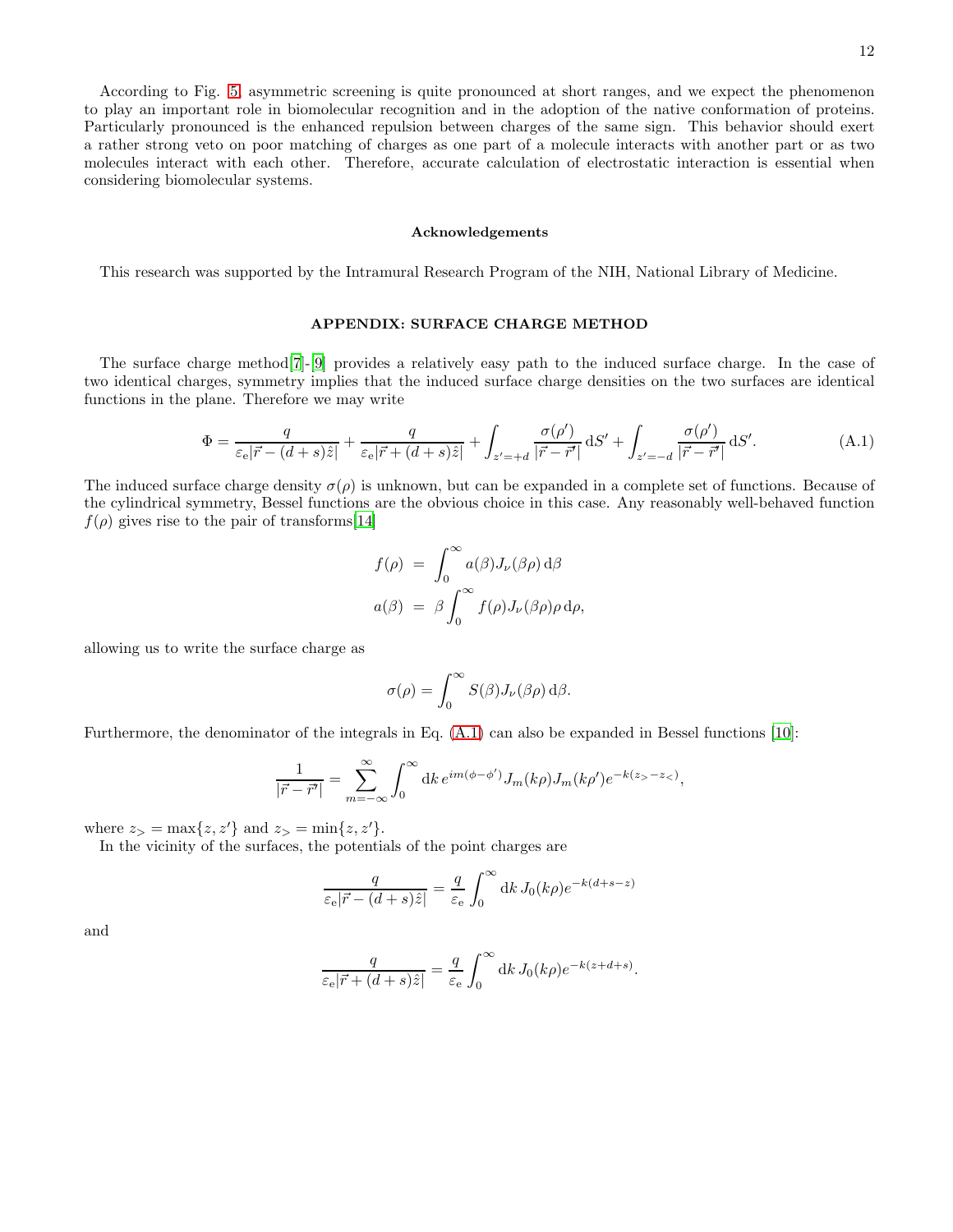According to Fig. 5, asymmetric screening is quite pronounced at short ranges, and we expect the phenomenon to play an important role in biomolecular recognition and in the adoption of the native conformation of proteins. Particularly pronounced is the enhanced repulsion between charges of the same sign. This behavior should exert a rather strong veto on poor matching of charges as one part of a molecule interacts with another part or as two molecules interact with each other. Therefore, accurate calculation of electrostatic interaction is essential when considering biomolecular systems.

### Acknowledgements

This research was supported by the Intramural Research Program of the NIH, National Library of Medicine.

## APPENDIX: SURFACE CHARGE METHOD

The surface charge method[7]-[9] provides a relatively easy path to the induced surface charge. In the case of two identical charges, symmetry implies that the induced surface charge densities on the two surfaces are identical functions in the plane. Therefore we may write

$$\Phi = \frac{q}{\varepsilon_{\mathrm{e}}|\vec{r}-(d+s)\hat{z}|} + \frac{q}{\varepsilon_{\mathrm{e}}|\vec{r}+(d+s)\hat{z}|} + \int_{z'=+d} \frac{\sigma(\rho')}{|\vec{r}-\vec{r}'|}\,\mathrm{d}S' + \int_{z'=-d} \frac{\sigma(\rho')}{|\vec{r}-\vec{r}'|}\,\mathrm{d}S'. \tag{A.1}$$

The induced surface charge density $\sigma(\rho)$ is unknown, but can be expanded in a complete set of functions. Because of the cylindrical symmetry, Bessel functions are the obvious choice in this case. Any reasonably well-behaved function $f(\rho)$ gives rise to the pair of transforms[14]

$$\begin{aligned} f(\rho) &= \int_0^\infty a(\beta) J_\nu(\beta\rho)\,\mathrm{d}\beta \\ a(\beta) &= \beta \int_0^\infty f(\rho) J_\nu(\beta\rho)\rho\,\mathrm{d}\rho, \end{aligned}$$

allowing us to write the surface charge as

$$\sigma(\rho) = \int_0^\infty S(\beta) J_\nu(\beta\rho)\,\mathrm{d}\beta.$$

Furthermore, the denominator of the integrals in Eq. (A.1) can also be expanded in Bessel functions [10]:

$$\frac{1}{|\vec{r}-\vec{r}'|} = \sum_{m=-\infty}^{\infty} \int_0^\infty \mathrm{d}k\, e^{im(\phi-\phi')} J_m(k\rho) J_m(k\rho') e^{-k(z_>-z_<)},$$

where $z_> = \max\{z, z'\}$ and $z_> = \min\{z, z'\}$.

In the vicinity of the surfaces, the potentials of the point charges are

$$\frac{q}{\varepsilon_{\mathrm{e}}|\vec{r}-(d+s)\hat{z}|} = \frac{q}{\varepsilon_{\mathrm{e}}} \int_0^\infty \mathrm{d}k\, J_0(k\rho) e^{-k(d+s-z)}$$

and

$$\frac{q}{\varepsilon_{\mathrm{e}}|\vec{r}+(d+s)\hat{z}|} = \frac{q}{\varepsilon_{\mathrm{e}}} \int_0^\infty \mathrm{d}k\, J_0(k\rho) e^{-k(z+d+s)}.$$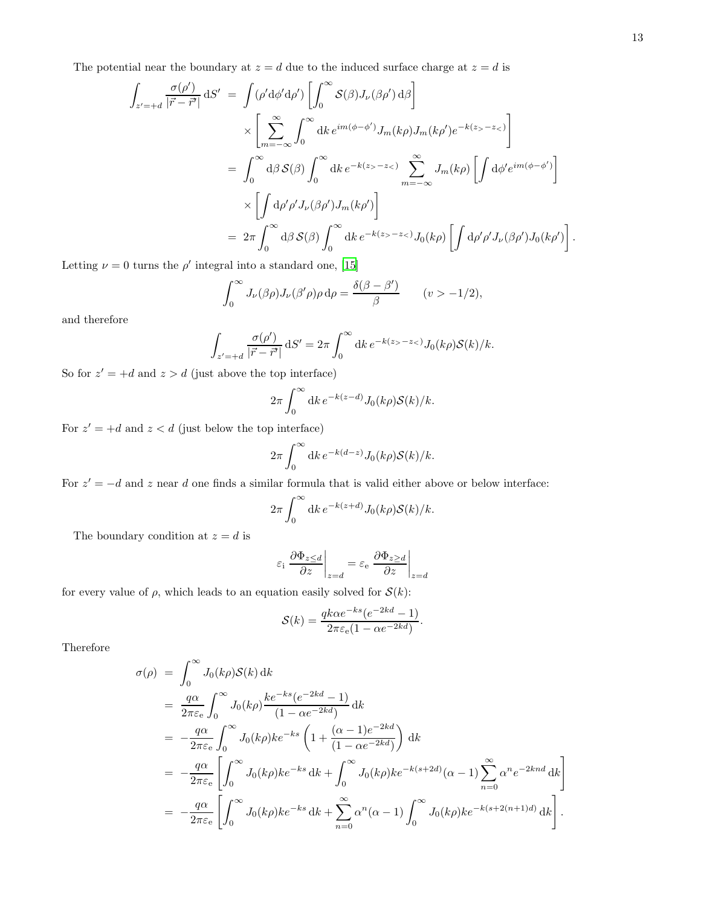The potential near the boundary at $z = d$ due to the induced surface charge at $z = d$ is

$$
\begin{aligned}
\int_{z'=+d} \frac{\sigma(\rho')}{|\vec{r} - \vec{r}'|} \, \mathrm{d}S' &= \int (\rho' \mathrm{d}\phi' \mathrm{d}\rho') \left[ \int_0^\infty \mathcal{S}(\beta) J_\nu(\beta\rho') \, \mathrm{d}\beta \right] \\
&\quad \times \left[ \sum_{m=-\infty}^{\infty} \int_0^\infty \mathrm{d}k \, e^{im(\phi-\phi')} J_m(k\rho) J_m(k\rho') e^{-k(z_> - z_<)} \right] \\
&= \int_0^\infty \mathrm{d}\beta \, \mathcal{S}(\beta) \int_0^\infty \mathrm{d}k \, e^{-k(z_> - z_<)} \sum_{m=-\infty}^{\infty} J_m(k\rho) \left[ \int \mathrm{d}\phi' e^{im(\phi-\phi')} \right] \\
&\quad \times \left[ \int \mathrm{d}\rho' \rho' J_\nu(\beta\rho') J_m(k\rho') \right] \\
&= 2\pi \int_0^\infty \mathrm{d}\beta \, \mathcal{S}(\beta) \int_0^\infty \mathrm{d}k \, e^{-k(z_> - z_<)} J_0(k\rho) \left[ \int \mathrm{d}\rho' \rho' J_\nu(\beta\rho') J_0(k\rho') \right].
\end{aligned}
$$

Letting $\nu = 0$ turns the $\rho'$ integral into a standard one, [15]

$$
\int_0^\infty J_\nu(\beta\rho) J_\nu(\beta'\rho) \rho \, \mathrm{d}\rho = \frac{\delta(\beta - \beta')}{\beta} \qquad (v > -1/2),
$$

and therefore

$$
\int_{z'=+d} \frac{\sigma(\rho')}{|\vec{r} - \vec{r}'|} \, \mathrm{d}S' = 2\pi \int_0^\infty \mathrm{d}k \, e^{-k(z_> - z_<)} J_0(k\rho) \mathcal{S}(k)/k.
$$

So for $z' = +d$ and $z > d$ (just above the top interface)

$$
2\pi \int_0^\infty \mathrm{d}k \, e^{-k(z-d)} J_0(k\rho) \mathcal{S}(k)/k.
$$

For $z' = +d$ and $z < d$ (just below the top interface)

$$
2\pi \int_0^\infty \mathrm{d}k \, e^{-k(d-z)} J_0(k\rho) \mathcal{S}(k)/k.
$$

For $z' = -d$ and $z$ near $d$ one finds a similar formula that is valid either above or below interface:

$$
2\pi \int_0^\infty \mathrm{d}k \, e^{-k(z+d)} J_0(k\rho) \mathcal{S}(k)/k.
$$

The boundary condition at $z = d$ is

$$
\varepsilon_\mathrm{i} \left. \frac{\partial \Phi_{z \le d}}{\partial z} \right|_{z=d} = \varepsilon_\mathrm{e} \left. \frac{\partial \Phi_{z \ge d}}{\partial z} \right|_{z=d}
$$

for every value of $\rho$, which leads to an equation easily solved for $\mathcal{S}(k)$:

$$
\mathcal{S}(k) = \frac{qk\alpha e^{-ks}(e^{-2kd} - 1)}{2\pi\varepsilon_\mathrm{e}(1 - \alpha e^{-2kd})}.
$$

Therefore

$$
\begin{aligned}
\sigma(\rho) &= \int_0^\infty J_0(k\rho) \mathcal{S}(k) \, \mathrm{d}k \\
&= \frac{q\alpha}{2\pi\varepsilon_\mathrm{e}} \int_0^\infty J_0(k\rho) \frac{k e^{-ks}(e^{-2kd} - 1)}{(1 - \alpha e^{-2kd})} \, \mathrm{d}k \\
&= -\frac{q\alpha}{2\pi\varepsilon_\mathrm{e}} \int_0^\infty J_0(k\rho) k e^{-ks} \left( 1 + \frac{(\alpha - 1)e^{-2kd}}{(1 - \alpha e^{-2kd})} \right) \, \mathrm{d}k \\
&= -\frac{q\alpha}{2\pi\varepsilon_\mathrm{e}} \left[ \int_0^\infty J_0(k\rho) k e^{-ks} \, \mathrm{d}k + \int_0^\infty J_0(k\rho) k e^{-k(s+2d)} (\alpha - 1) \sum_{n=0}^{\infty} \alpha^n e^{-2knd} \, \mathrm{d}k \right] \\
&= -\frac{q\alpha}{2\pi\varepsilon_\mathrm{e}} \left[ \int_0^\infty J_0(k\rho) k e^{-ks} \, \mathrm{d}k + \sum_{n=0}^{\infty} \alpha^n (\alpha - 1) \int_0^\infty J_0(k\rho) k e^{-k(s+2(n+1)d)} \, \mathrm{d}k \right].
\end{aligned}
$$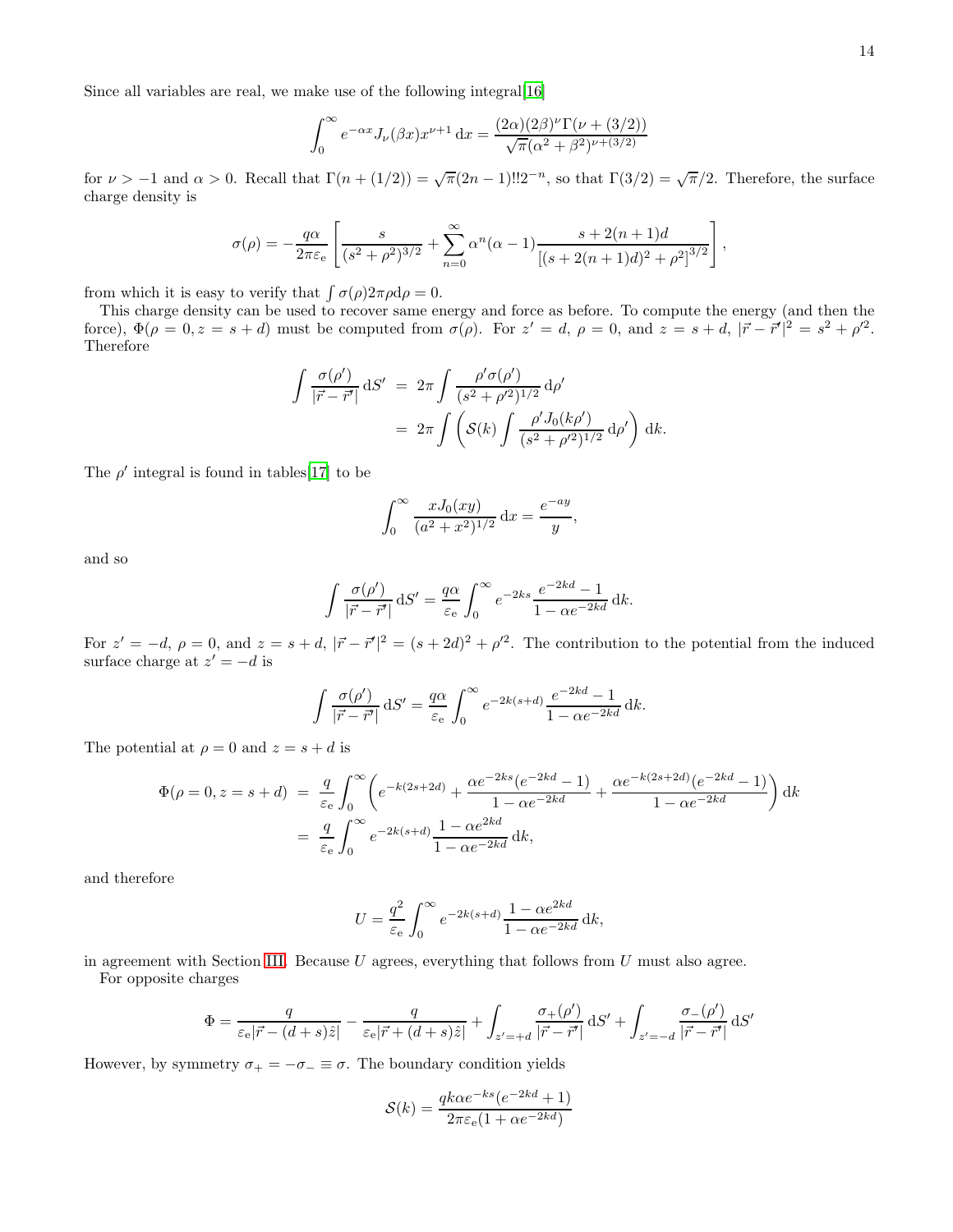Since all variables are real, we make use of the following integral[16]

$$\int_0^\infty e^{-\alpha x} J_\nu(\beta x) x^{\nu+1}\,\mathrm{d}x = \frac{(2\alpha)(2\beta)^\nu \Gamma(\nu + (3/2))}{\sqrt{\pi}(\alpha^2+\beta^2)^{\nu+(3/2)}}$$

for $\nu > -1$ and $\alpha > 0$. Recall that $\Gamma(n + (1/2)) = \sqrt{\pi}(2n-1)!!2^{-n}$, so that $\Gamma(3/2) = \sqrt{\pi}/2$. Therefore, the surface charge density is

$$\sigma(\rho) = -\frac{q\alpha}{2\pi\varepsilon_\mathrm{e}}\left[\frac{s}{(s^2+\rho^2)^{3/2}} + \sum_{n=0}^\infty \alpha^n(\alpha-1)\frac{s+2(n+1)d}{\left[(s+2(n+1)d)^2+\rho^2\right]^{3/2}}\right],$$

from which it is easy to verify that $\int \sigma(\rho)2\pi\rho\mathrm{d}\rho = 0$.

This charge density can be used to recover same energy and force as before. To compute the energy (and then the force), $\Phi(\rho = 0, z = s + d)$ must be computed from $\sigma(\rho)$. For $z' = d$, $\rho = 0$, and $z = s + d$, $|\vec{r} - \vec{r}'|^2 = s^2 + \rho'^2$. Therefore

$$\begin{aligned}\int \frac{\sigma(\rho')}{|\vec{r}-\vec{r}'|}\,\mathrm{d}S' &= 2\pi\int \frac{\rho'\sigma(\rho')}{(s^2+\rho'^2)^{1/2}}\,\mathrm{d}\rho' \\ &= 2\pi\int\left(\mathcal{S}(k)\int\frac{\rho' J_0(k\rho')}{(s^2+\rho'^2)^{1/2}}\,\mathrm{d}\rho'\right)\mathrm{d}k.\end{aligned}$$

The $\rho'$ integral is found in tables[17] to be

$$\int_0^\infty \frac{xJ_0(xy)}{(a^2+x^2)^{1/2}}\,\mathrm{d}x = \frac{e^{-ay}}{y},$$

and so

$$\int \frac{\sigma(\rho')}{|\vec{r}-\vec{r}'|}\,\mathrm{d}S' = \frac{q\alpha}{\varepsilon_\mathrm{e}}\int_0^\infty e^{-2ks}\frac{e^{-2kd}-1}{1-\alpha e^{-2kd}}\,\mathrm{d}k.$$

For $z' = -d$, $\rho = 0$, and $z = s + d$, $|\vec{r} - \vec{r}'|^2 = (s + 2d)^2 + \rho'^2$. The contribution to the potential from the induced surface charge at $z' = -d$ is

$$\int \frac{\sigma(\rho')}{|\vec{r}-\vec{r}'|}\,\mathrm{d}S' = \frac{q\alpha}{\varepsilon_\mathrm{e}}\int_0^\infty e^{-2k(s+d)}\frac{e^{-2kd}-1}{1-\alpha e^{-2kd}}\,\mathrm{d}k.$$

The potential at $\rho = 0$ and $z = s + d$ is

$$\begin{aligned}\Phi(\rho=0, z=s+d) &= \frac{q}{\varepsilon_\mathrm{e}}\int_0^\infty\left(e^{-k(2s+2d)} + \frac{\alpha e^{-2ks}(e^{-2kd}-1)}{1-\alpha e^{-2kd}} + \frac{\alpha e^{-k(2s+2d)}(e^{-2kd}-1)}{1-\alpha e^{-2kd}}\right)\mathrm{d}k \\ &= \frac{q}{\varepsilon_\mathrm{e}}\int_0^\infty e^{-2k(s+d)}\frac{1-\alpha e^{2kd}}{1-\alpha e^{-2kd}}\,\mathrm{d}k,\end{aligned}$$

and therefore

$$U = \frac{q^2}{\varepsilon_\mathrm{e}}\int_0^\infty e^{-2k(s+d)}\frac{1-\alpha e^{2kd}}{1-\alpha e^{-2kd}}\,\mathrm{d}k,$$

in agreement with Section III. Because $U$ agrees, everything that follows from $U$ must also agree.

For opposite charges

$$\Phi = \frac{q}{\varepsilon_\mathrm{e}|\vec{r}-(d+s)\hat{z}|} - \frac{q}{\varepsilon_\mathrm{e}|\vec{r}+(d+s)\hat{z}|} + \int_{z'=+d}\frac{\sigma_+(\rho')}{|\vec{r}-\vec{r}'|}\,\mathrm{d}S' + \int_{z'=-d}\frac{\sigma_-(\rho')}{|\vec{r}-\vec{r}'|}\,\mathrm{d}S'$$

However, by symmetry $\sigma_+ = -\sigma_- \equiv \sigma$. The boundary condition yields

$$\mathcal{S}(k) = \frac{qk\alpha e^{-ks}(e^{-2kd}+1)}{2\pi\varepsilon_\mathrm{e}(1+\alpha e^{-2kd})}$$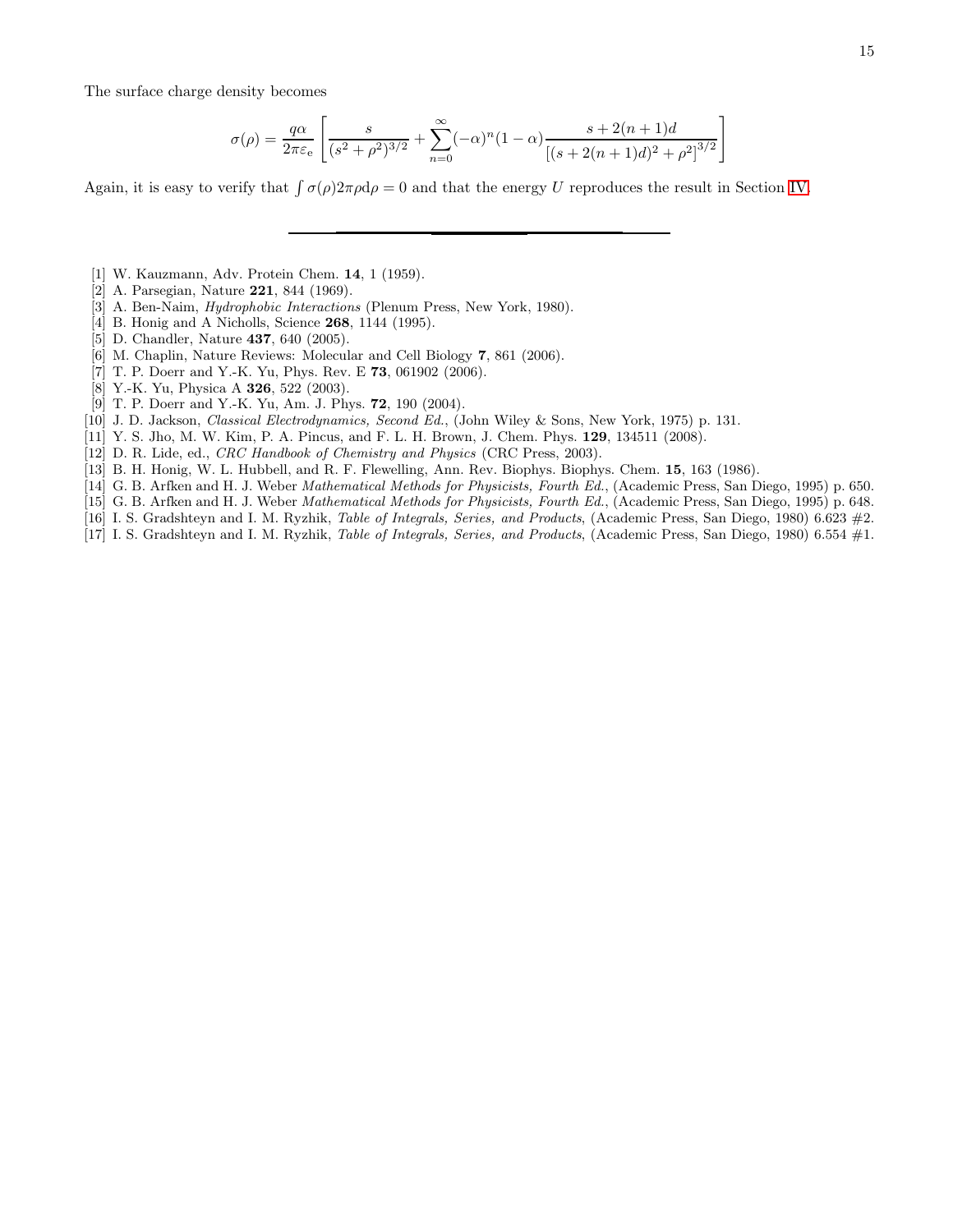The surface charge density becomes

$$\sigma(\rho) = \frac{q\alpha}{2\pi\varepsilon_{\rm e}} \left[ \frac{s}{(s^2+\rho^2)^{3/2}} + \sum_{n=0}^{\infty} (-\alpha)^n (1-\alpha) \frac{s+2(n+1)d}{\left[(s+2(n+1)d)^2+\rho^2\right]^{3/2}} \right]$$

Again, it is easy to verify that $\int \sigma(\rho) 2\pi\rho \mathrm{d}\rho = 0$ and that the energy $U$ reproduces the result in Section IV.

---

[1] W. Kauzmann, Adv. Protein Chem. **14**, 1 (1959).
[2] A. Parsegian, Nature **221**, 844 (1969).
[3] A. Ben-Naim, *Hydrophobic Interactions* (Plenum Press, New York, 1980).
[4] B. Honig and A Nicholls, Science **268**, 1144 (1995).
[5] D. Chandler, Nature **437**, 640 (2005).
[6] M. Chaplin, Nature Reviews: Molecular and Cell Biology **7**, 861 (2006).
[7] T. P. Doerr and Y.-K. Yu, Phys. Rev. E **73**, 061902 (2006).
[8] Y.-K. Yu, Physica A **326**, 522 (2003).
[9] T. P. Doerr and Y.-K. Yu, Am. J. Phys. **72**, 190 (2004).
[10] J. D. Jackson, *Classical Electrodynamics, Second Ed.*, (John Wiley & Sons, New York, 1975) p. 131.
[11] Y. S. Jho, M. W. Kim, P. A. Pincus, and F. L. H. Brown, J. Chem. Phys. **129**, 134511 (2008).
[12] D. R. Lide, ed., *CRC Handbook of Chemistry and Physics* (CRC Press, 2003).
[13] B. H. Honig, W. L. Hubbell, and R. F. Flewelling, Ann. Rev. Biophys. Biophys. Chem. **15**, 163 (1986).
[14] G. B. Arfken and H. J. Weber *Mathematical Methods for Physicists, Fourth Ed.*, (Academic Press, San Diego, 1995) p. 650.
[15] G. B. Arfken and H. J. Weber *Mathematical Methods for Physicists, Fourth Ed.*, (Academic Press, San Diego, 1995) p. 648.
[16] I. S. Gradshteyn and I. M. Ryzhik, *Table of Integrals, Series, and Products*, (Academic Press, San Diego, 1980) 6.623 #2.
[17] I. S. Gradshteyn and I. M. Ryzhik, *Table of Integrals, Series, and Products*, (Academic Press, San Diego, 1980) 6.554 #1.